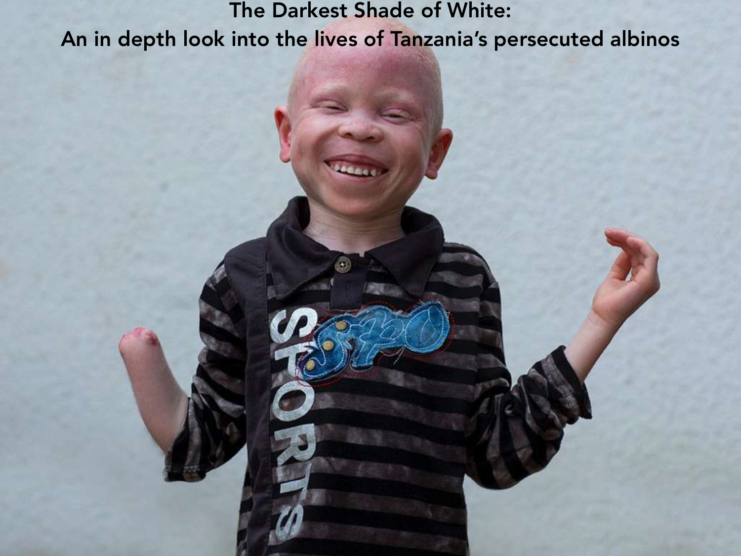# The Darkest Shade of White:
## An in depth look into the lives of Tanzania's persecuted albinos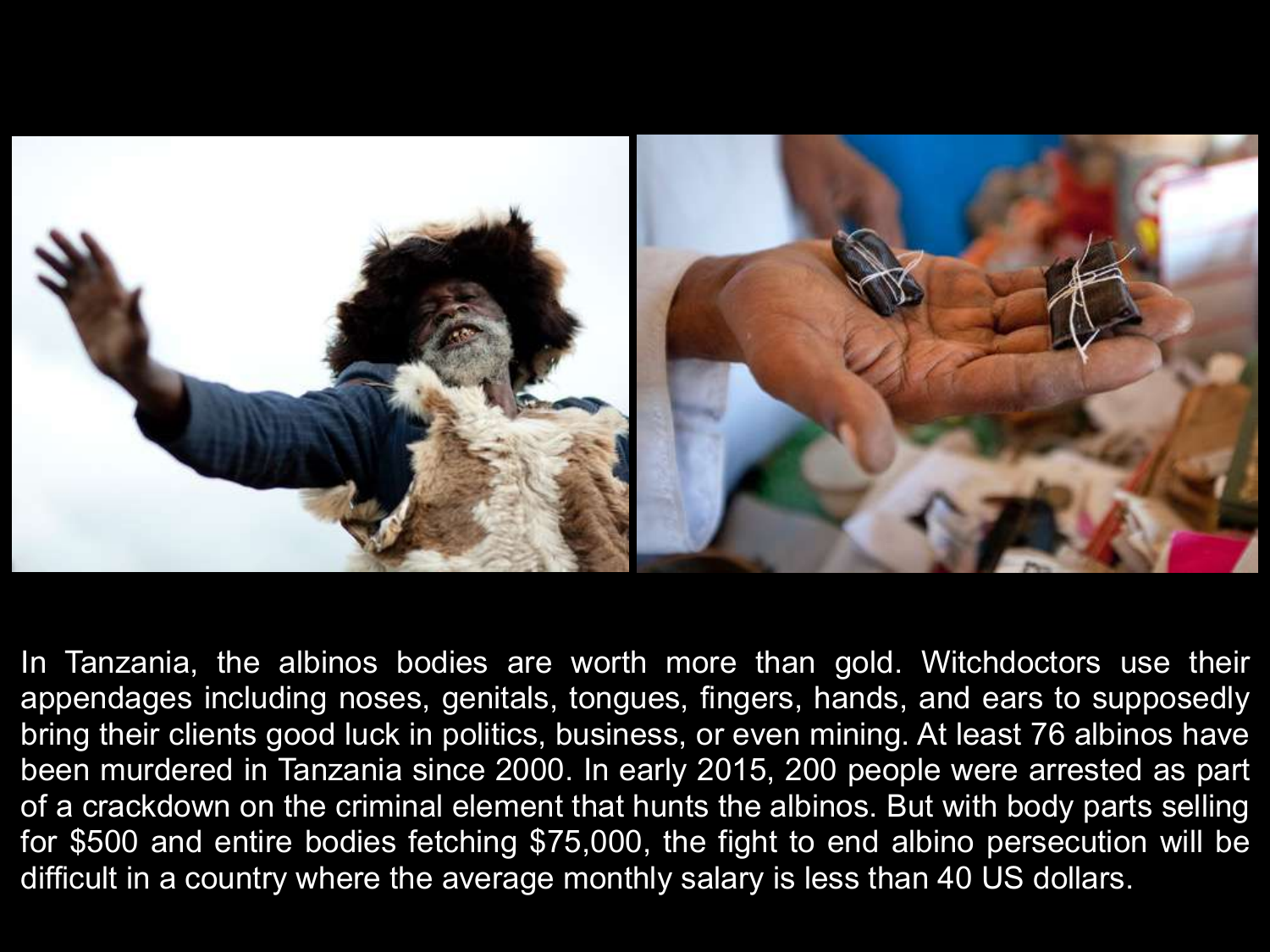In Tanzania, the albinos bodies are worth more than gold. Witchdoctors use their appendages including noses, genitals, tongues, fingers, hands, and ears to supposedly bring their clients good luck in politics, business, or even mining. At least 76 albinos have been murdered in Tanzania since 2000. In early 2015, 200 people were arrested as part of a crackdown on the criminal element that hunts the albinos. But with body parts selling for $500 and entire bodies fetching $75,000, the fight to end albino persecution will be difficult in a country where the average monthly salary is less than 40 US dollars.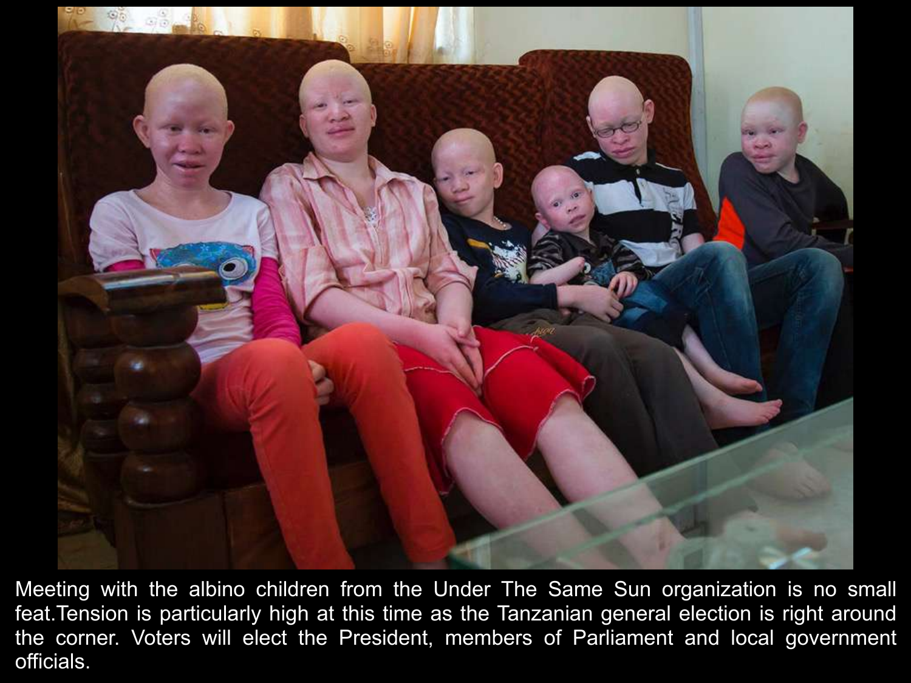Meeting with the albino children from the Under The Same Sun organization is no small feat.Tension is particularly high at this time as the Tanzanian general election is right around the corner. Voters will elect the President, members of Parliament and local government officials.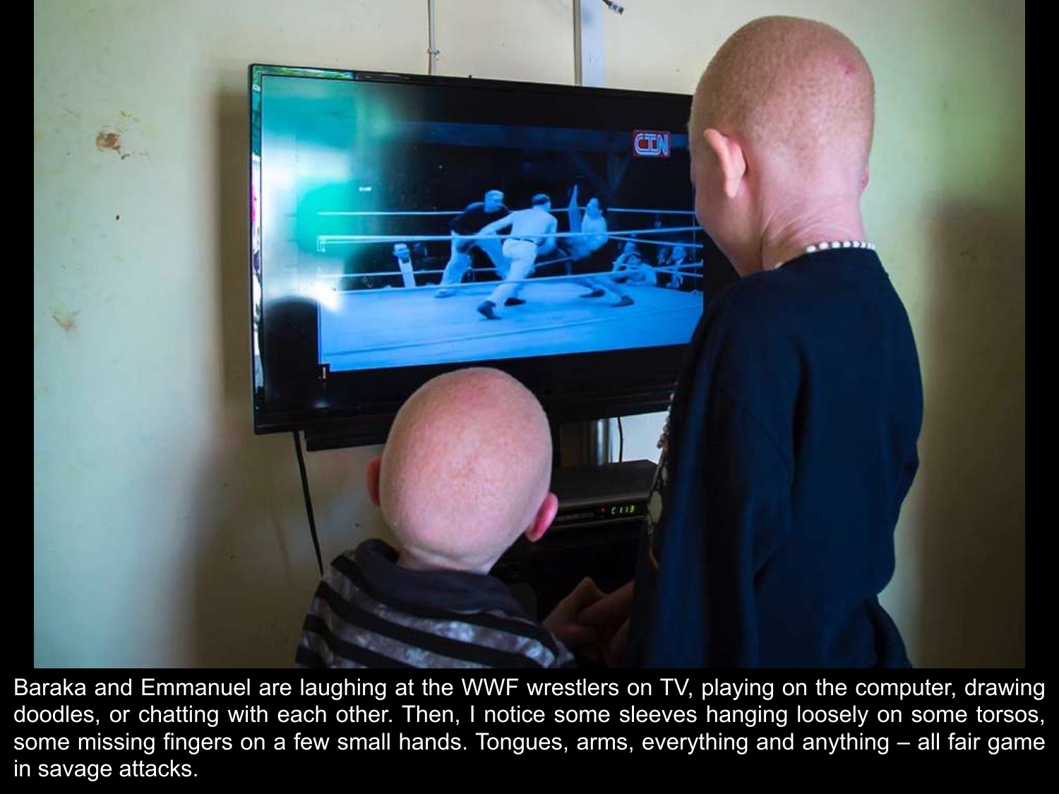Baraka and Emmanuel are laughing at the WWF wrestlers on TV, playing on the computer, drawing doodles, or chatting with each other. Then, I notice some sleeves hanging loosely on some torsos, some missing fingers on a few small hands. Tongues, arms, everything and anything – all fair game in savage attacks.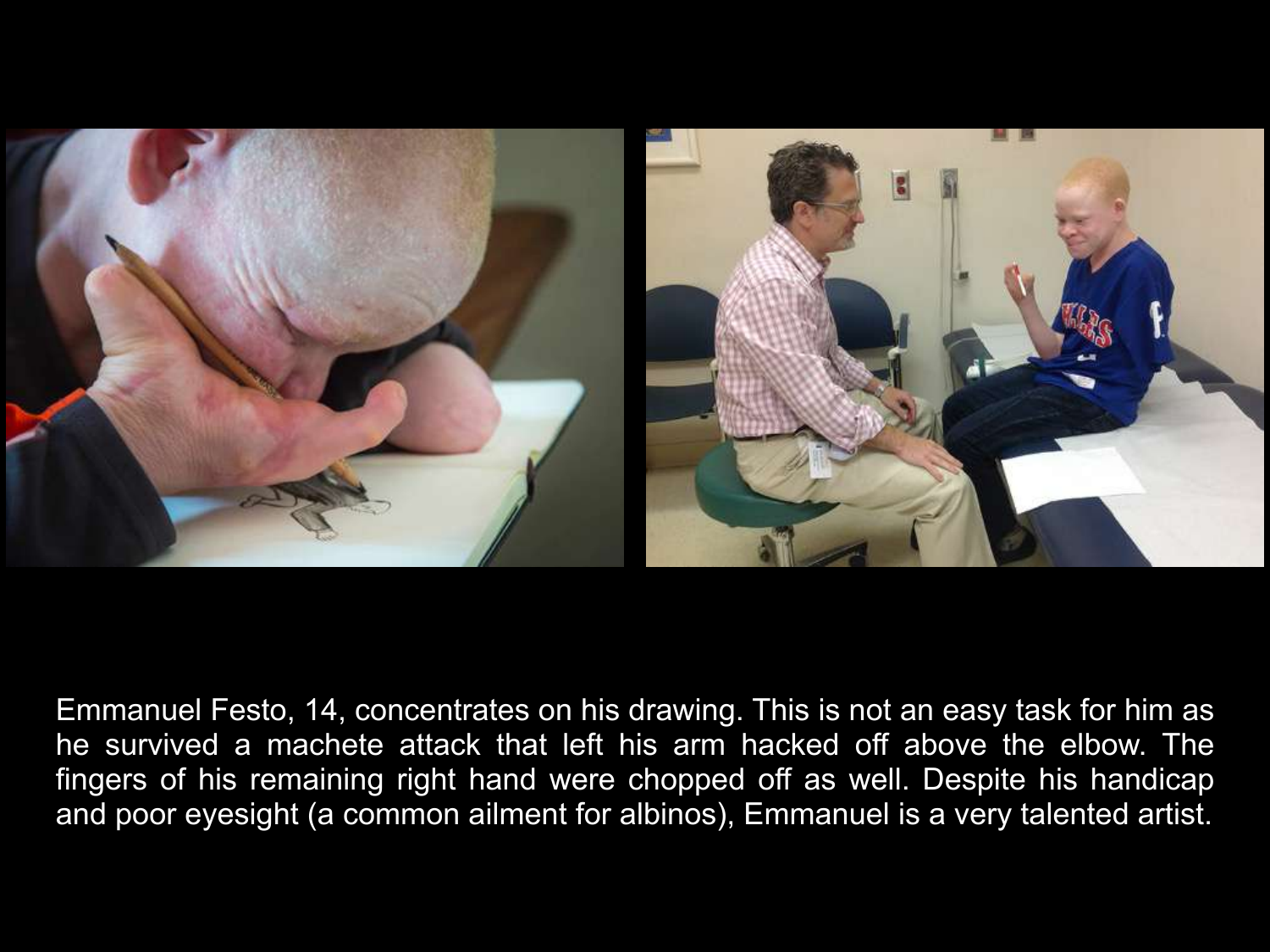Emmanuel Festo, 14, concentrates on his drawing. This is not an easy task for him as he survived a machete attack that left his arm hacked off above the elbow. The fingers of his remaining right hand were chopped off as well. Despite his handicap and poor eyesight (a common ailment for albinos), Emmanuel is a very talented artist.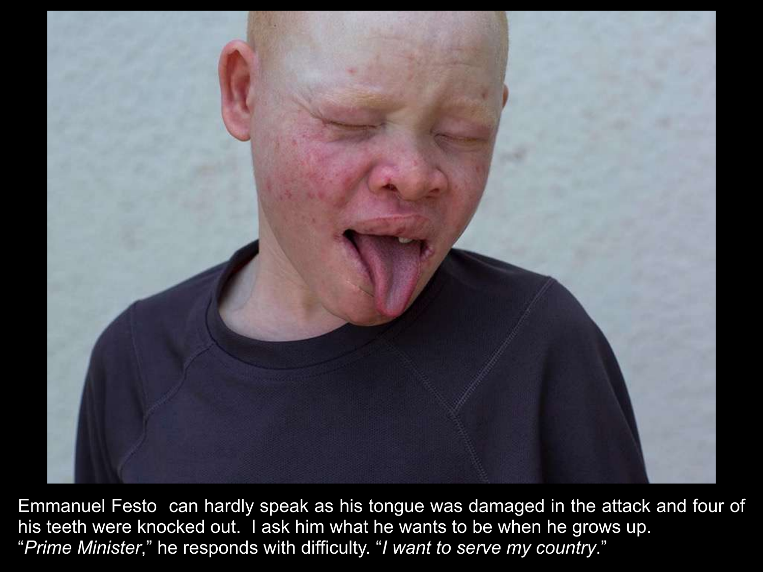Emmanuel Festo can hardly speak as his tongue was damaged in the attack and four of his teeth were knocked out. I ask him what he wants to be when he grows up. "*Prime Minister*," he responds with difficulty. "*I want to serve my country*."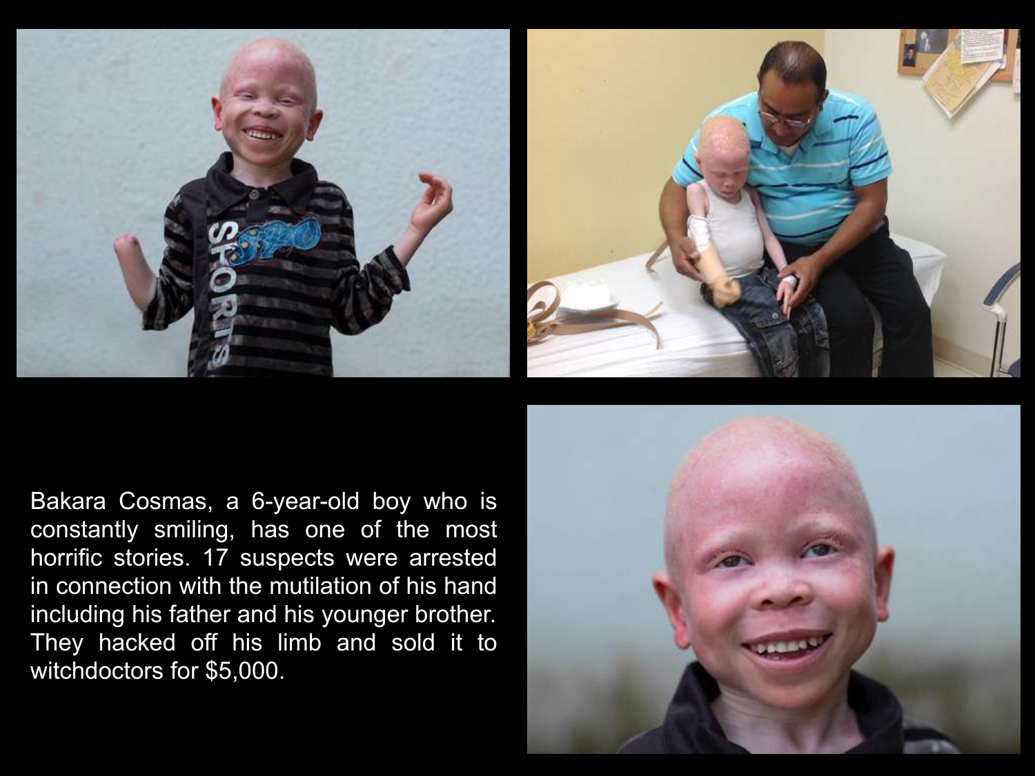Bakara Cosmas, a 6-year-old boy who is constantly smiling, has one of the most horrific stories. 17 suspects were arrested in connection with the mutilation of his hand including his father and his younger brother. They hacked off his limb and sold it to witchdoctors for $5,000.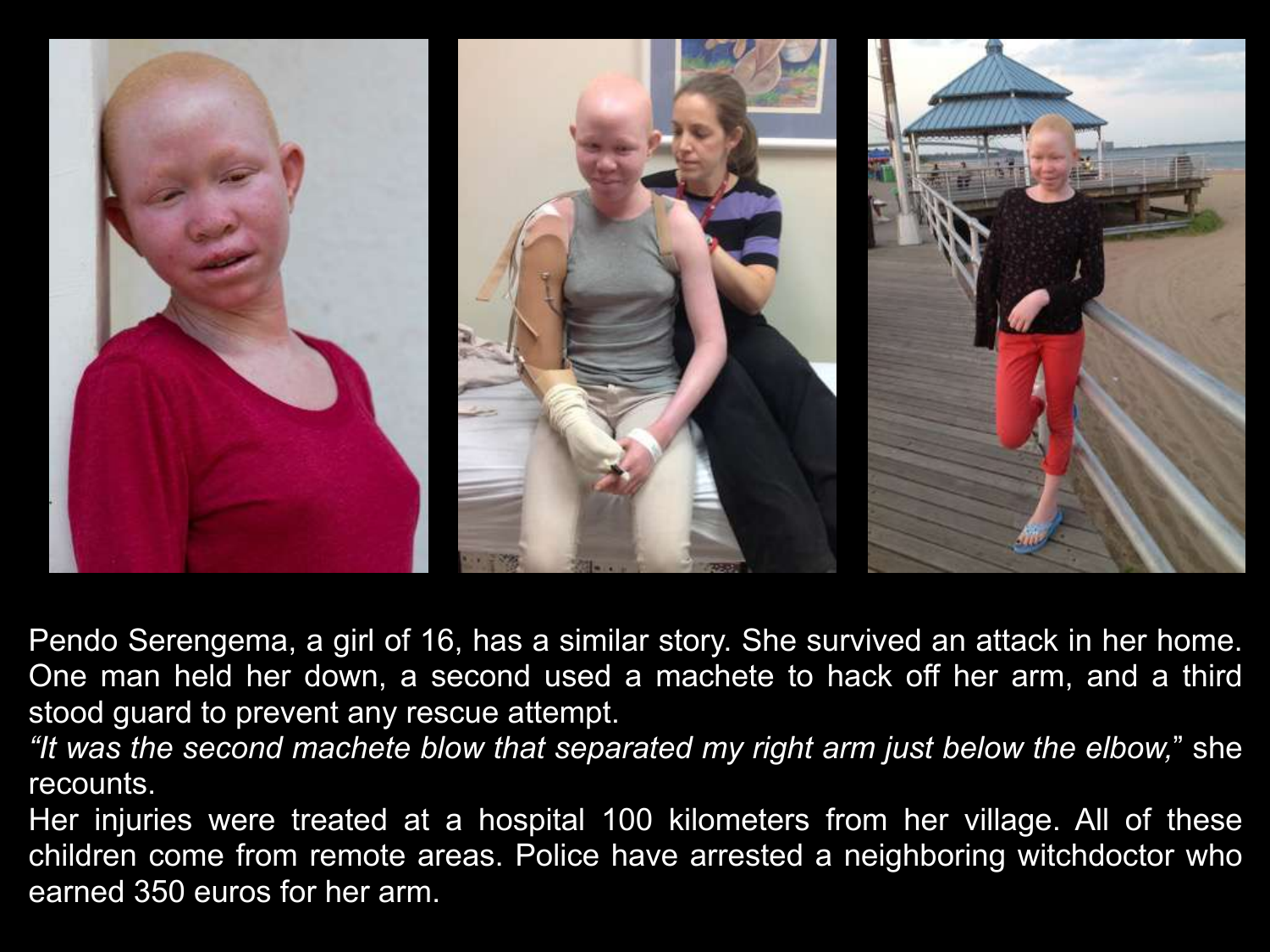Pendo Serengema, a girl of 16, has a similar story. She survived an attack in her home. One man held her down, a second used a machete to hack off her arm, and a third stood guard to prevent any rescue attempt.

*"It was the second machete blow that separated my right arm just below the elbow,"* she recounts.

Her injuries were treated at a hospital 100 kilometers from her village. All of these children come from remote areas. Police have arrested a neighboring witchdoctor who earned 350 euros for her arm.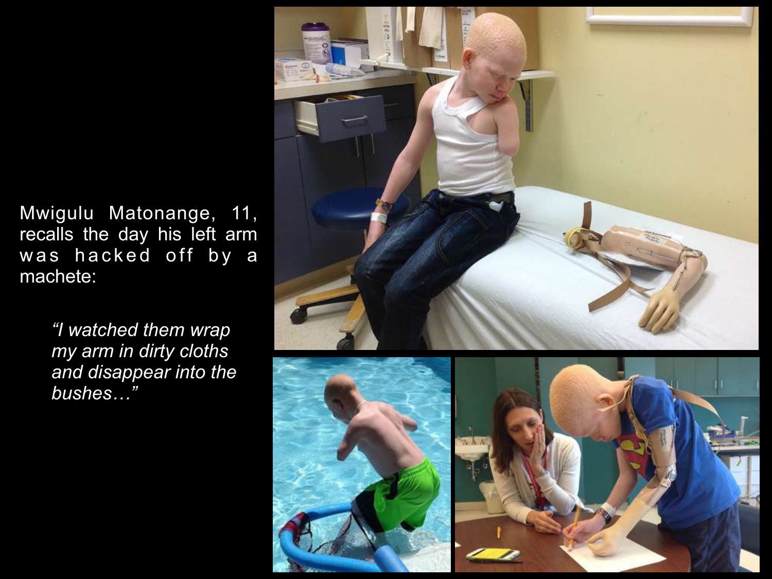Mwigulu Matonange, 11, recalls the day his left arm was hacked off by a machete:

> *"I watched them wrap my arm in dirty cloths and disappear into the bushes…"*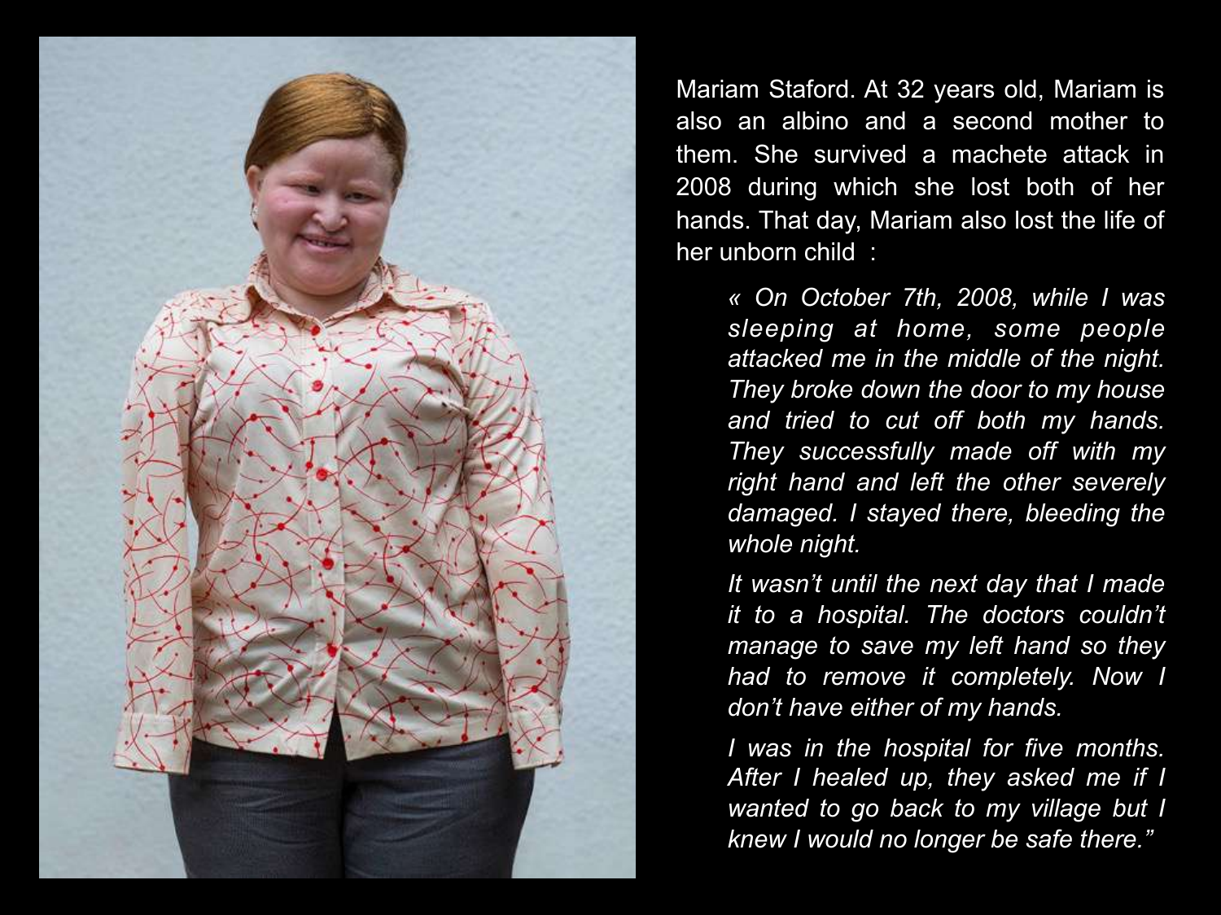Mariam Staford. At 32 years old, Mariam is also an albino and a second mother to them. She survived a machete attack in 2008 during which she lost both of her hands. That day, Mariam also lost the life of her unborn child :

> *« On October 7th, 2008, while I was sleeping at home, some people attacked me in the middle of the night. They broke down the door to my house and tried to cut off both my hands. They successfully made off with my right hand and left the other severely damaged. I stayed there, bleeding the whole night.*
>
> *It wasn't until the next day that I made it to a hospital. The doctors couldn't manage to save my left hand so they had to remove it completely. Now I don't have either of my hands.*
>
> *I was in the hospital for five months. After I healed up, they asked me if I wanted to go back to my village but I knew I would no longer be safe there."*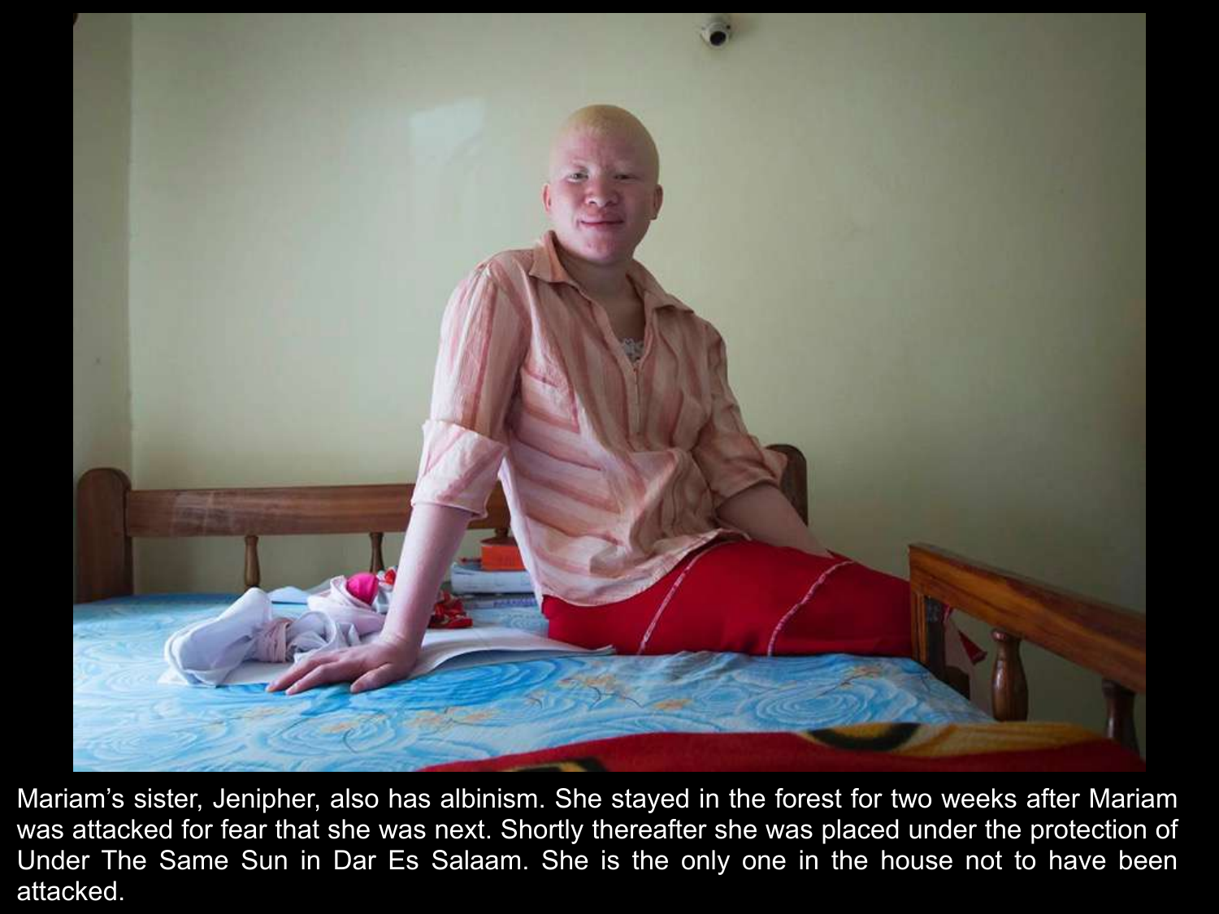Mariam's sister, Jenipher, also has albinism. She stayed in the forest for two weeks after Mariam was attacked for fear that she was next. Shortly thereafter she was placed under the protection of Under The Same Sun in Dar Es Salaam. She is the only one in the house not to have been attacked.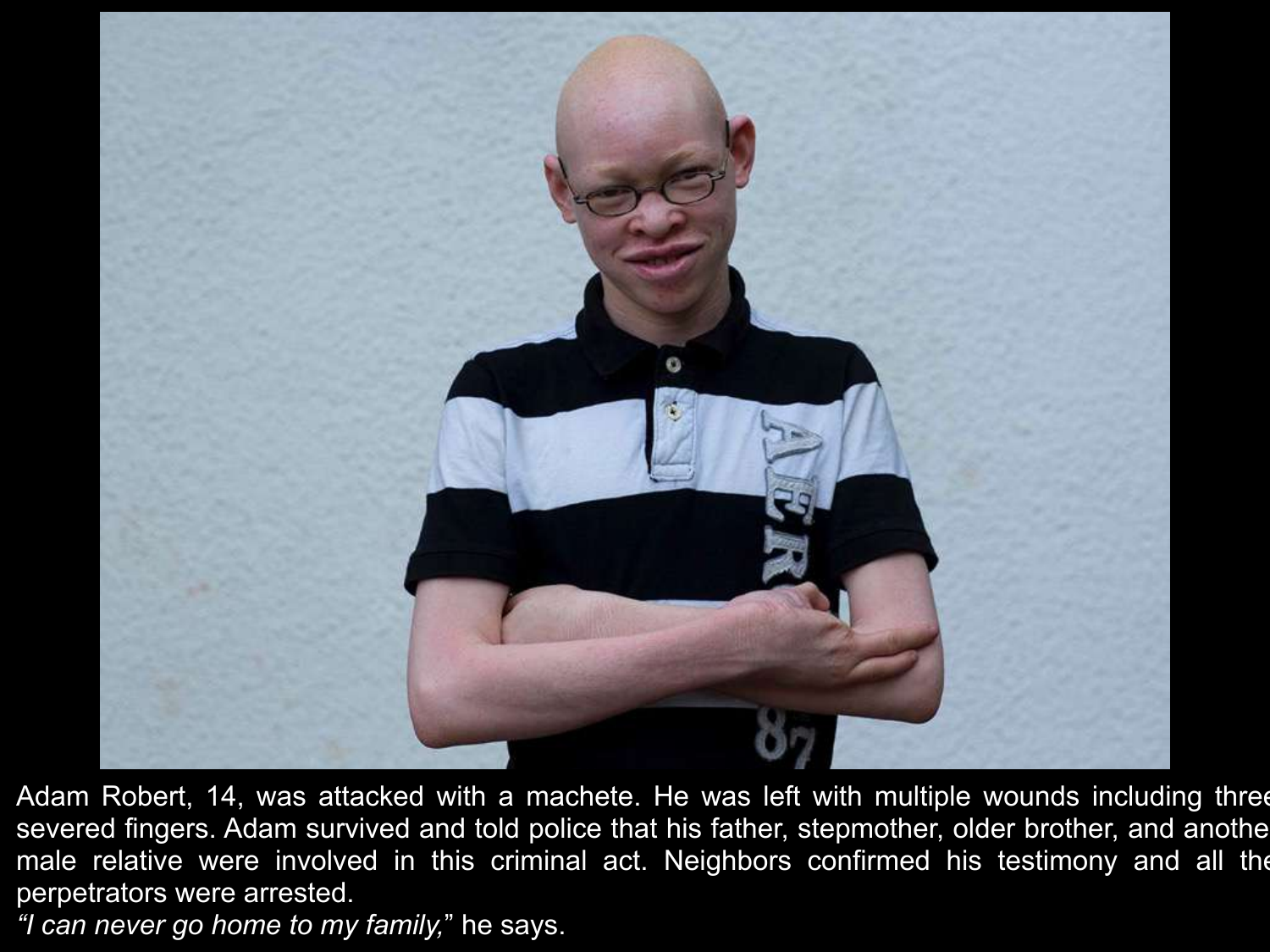Adam Robert, 14, was attacked with a machete. He was left with multiple wounds including three severed fingers. Adam survived and told police that his father, stepmother, older brother, and another male relative were involved in this criminal act. Neighbors confirmed his testimony and all the perpetrators were arrested.

*"I can never go home to my family,"* he says.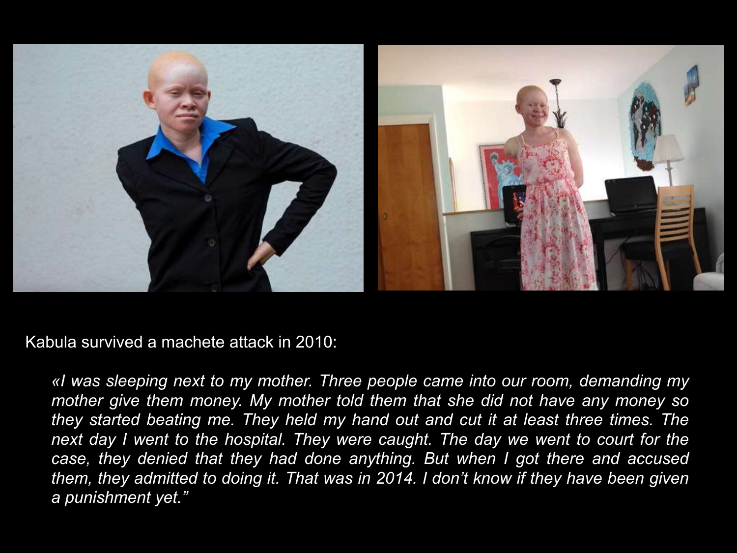Kabula survived a machete attack in 2010:

> *«I was sleeping next to my mother. Three people came into our room, demanding my mother give them money. My mother told them that she did not have any money so they started beating me. They held my hand out and cut it at least three times. The next day I went to the hospital. They were caught. The day we went to court for the case, they denied that they had done anything. But when I got there and accused them, they admitted to doing it. That was in 2014. I don't know if they have been given a punishment yet."*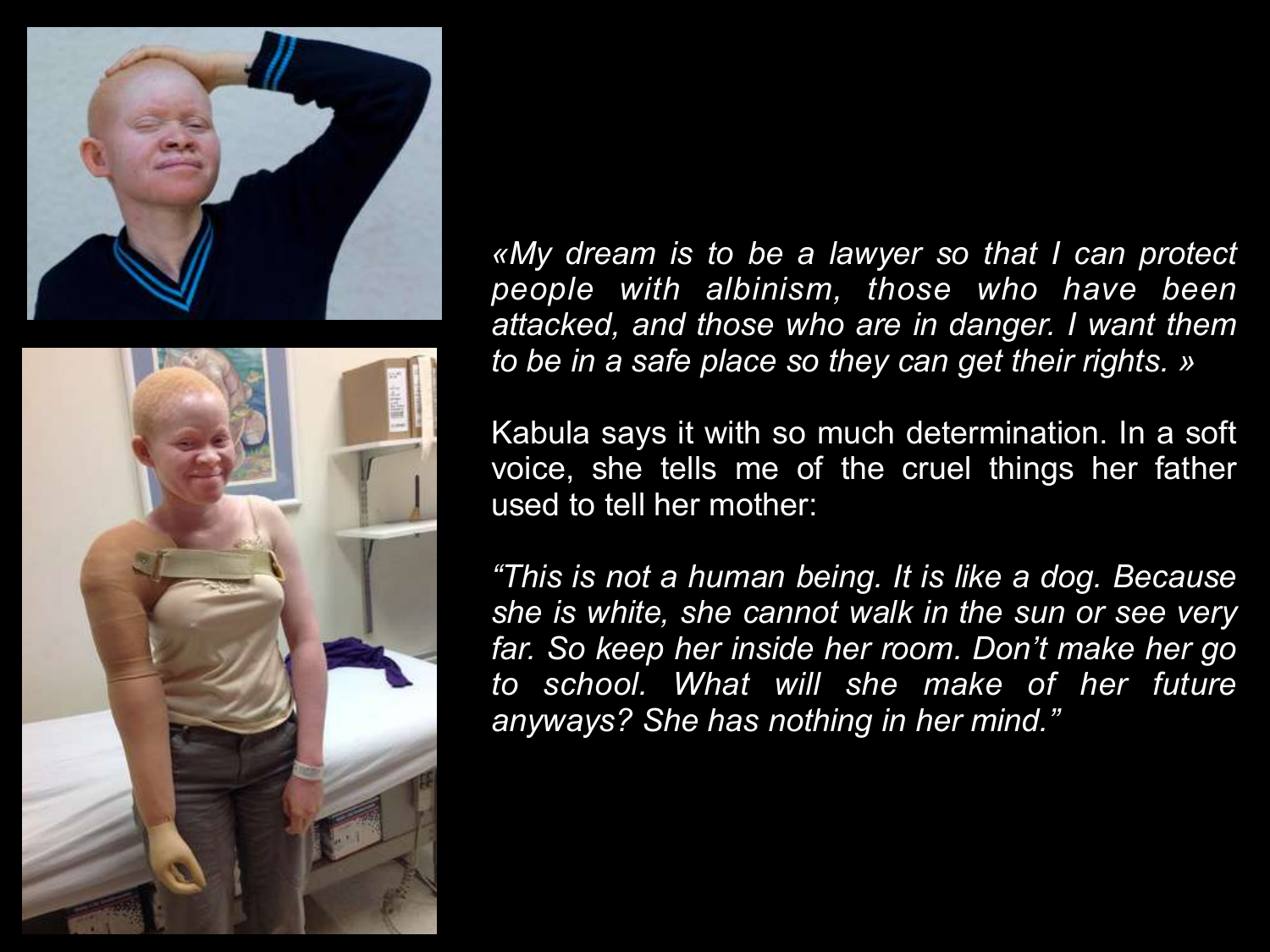*«My dream is to be a lawyer so that I can protect people with albinism, those who have been attacked, and those who are in danger. I want them to be in a safe place so they can get their rights. »*

Kabula says it with so much determination. In a soft voice, she tells me of the cruel things her father used to tell her mother:

*"This is not a human being. It is like a dog. Because she is white, she cannot walk in the sun or see very far. So keep her inside her room. Don't make her go to school. What will she make of her future anyways? She has nothing in her mind."*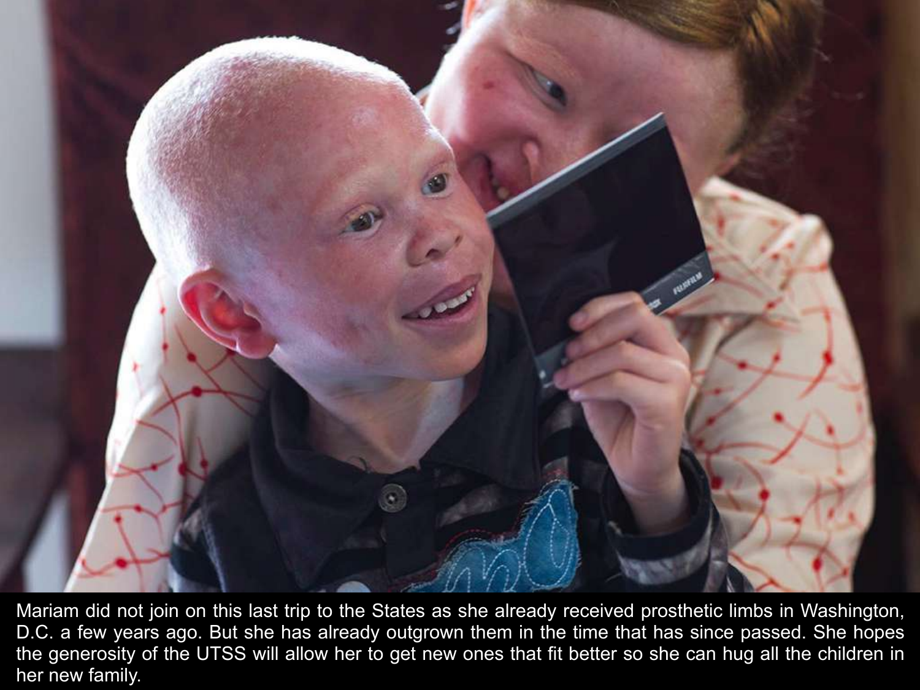Mariam did not join on this last trip to the States as she already received prosthetic limbs in Washington, D.C. a few years ago. But she has already outgrown them in the time that has since passed. She hopes the generosity of the UTSS will allow her to get new ones that fit better so she can hug all the children in her new family.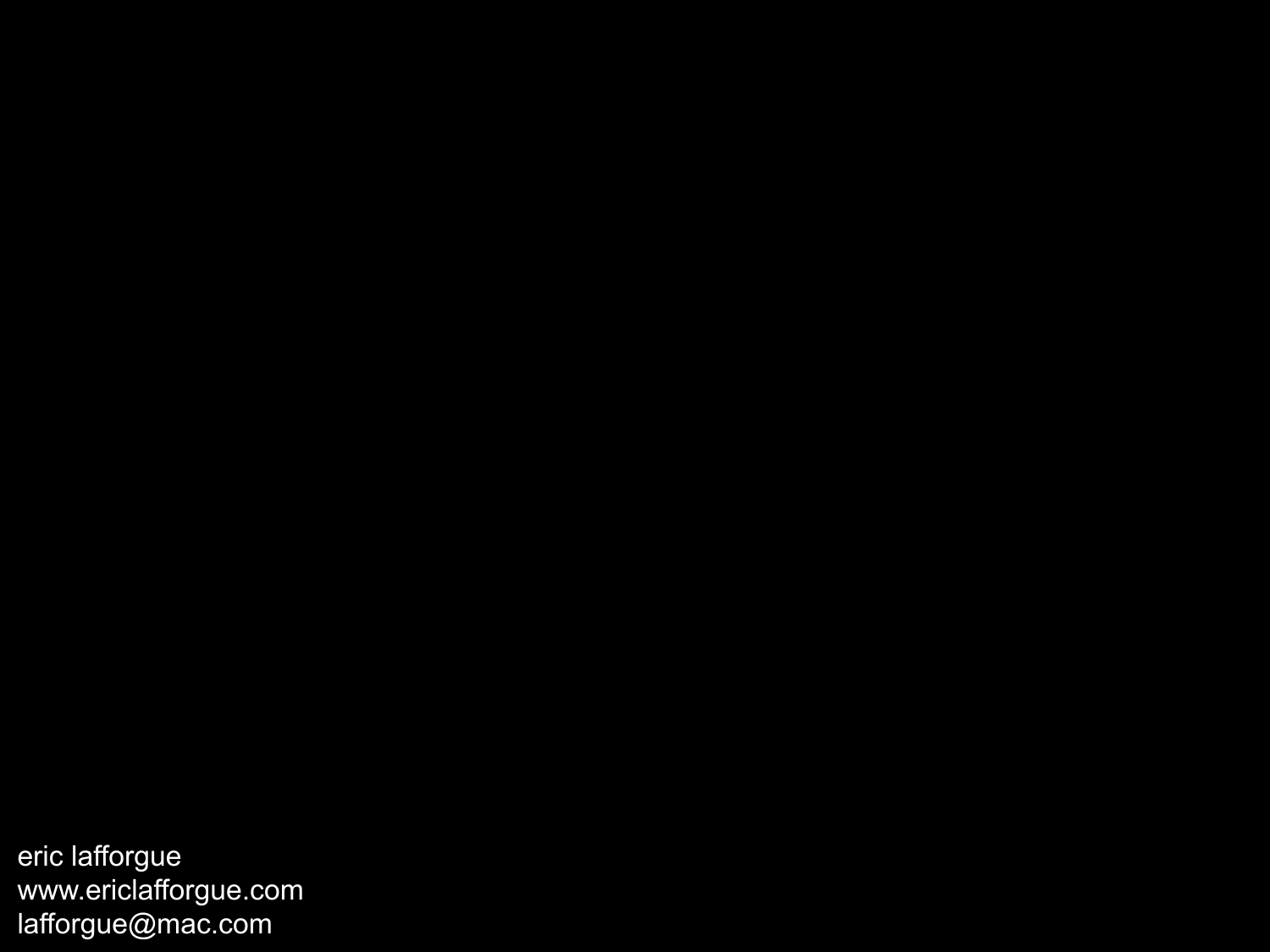eric lafforgue
www.ericlafforgue.com
lafforgue@mac.com